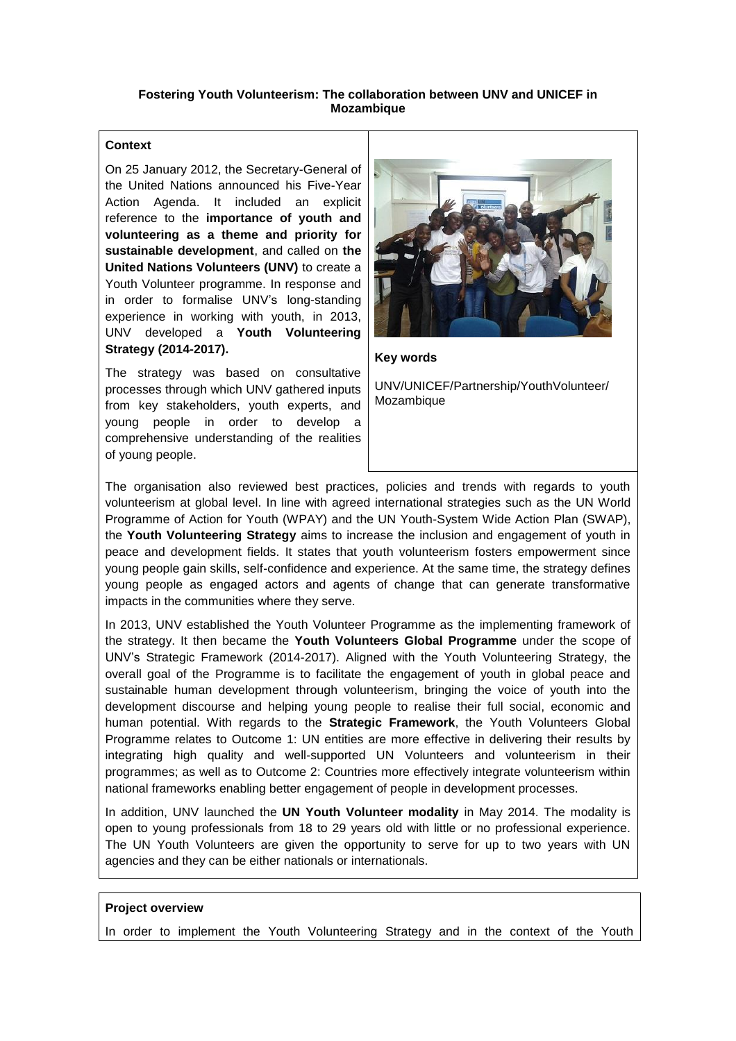**Fostering Youth Volunteerism: The collaboration between UNV and UNICEF in Mozambique**

**Context**

On 25 January 2012, the Secretary-General of the United Nations announced his Five-Year Action Agenda. It included an explicit reference to the **importance of youth and volunteering as a theme and priority for sustainable development**, and called on **the United Nations Volunteers (UNV)** to create a Youth Volunteer programme. In response and in order to formalise UNV's long-standing experience in working with youth, in 2013, UNV developed a **Youth Volunteering Strategy (2014-2017).**

The strategy was based on consultative processes through which UNV gathered inputs from key stakeholders, youth experts, and young people in order to develop a comprehensive understanding of the realities of young people.

**Key words**

UNV/UNICEF/Partnership/YouthVolunteer/Mozambique

The organisation also reviewed best practices, policies and trends with regards to youth volunteerism at global level. In line with agreed international strategies such as the UN World Programme of Action for Youth (WPAY) and the UN Youth-System Wide Action Plan (SWAP), the **Youth Volunteering Strategy** aims to increase the inclusion and engagement of youth in peace and development fields. It states that youth volunteerism fosters empowerment since young people gain skills, self-confidence and experience. At the same time, the strategy defines young people as engaged actors and agents of change that can generate transformative impacts in the communities where they serve.

In 2013, UNV established the Youth Volunteer Programme as the implementing framework of the strategy. It then became the **Youth Volunteers Global Programme** under the scope of UNV's Strategic Framework (2014-2017). Aligned with the Youth Volunteering Strategy, the overall goal of the Programme is to facilitate the engagement of youth in global peace and sustainable human development through volunteerism, bringing the voice of youth into the development discourse and helping young people to realise their full social, economic and human potential. With regards to the **Strategic Framework**, the Youth Volunteers Global Programme relates to Outcome 1: UN entities are more effective in delivering their results by integrating high quality and well-supported UN Volunteers and volunteerism in their programmes; as well as to Outcome 2: Countries more effectively integrate volunteerism within national frameworks enabling better engagement of people in development processes.

In addition, UNV launched the **UN Youth Volunteer modality** in May 2014. The modality is open to young professionals from 18 to 29 years old with little or no professional experience. The UN Youth Volunteers are given the opportunity to serve for up to two years with UN agencies and they can be either nationals or internationals.

**Project overview**

In order to implement the Youth Volunteering Strategy and in the context of the Youth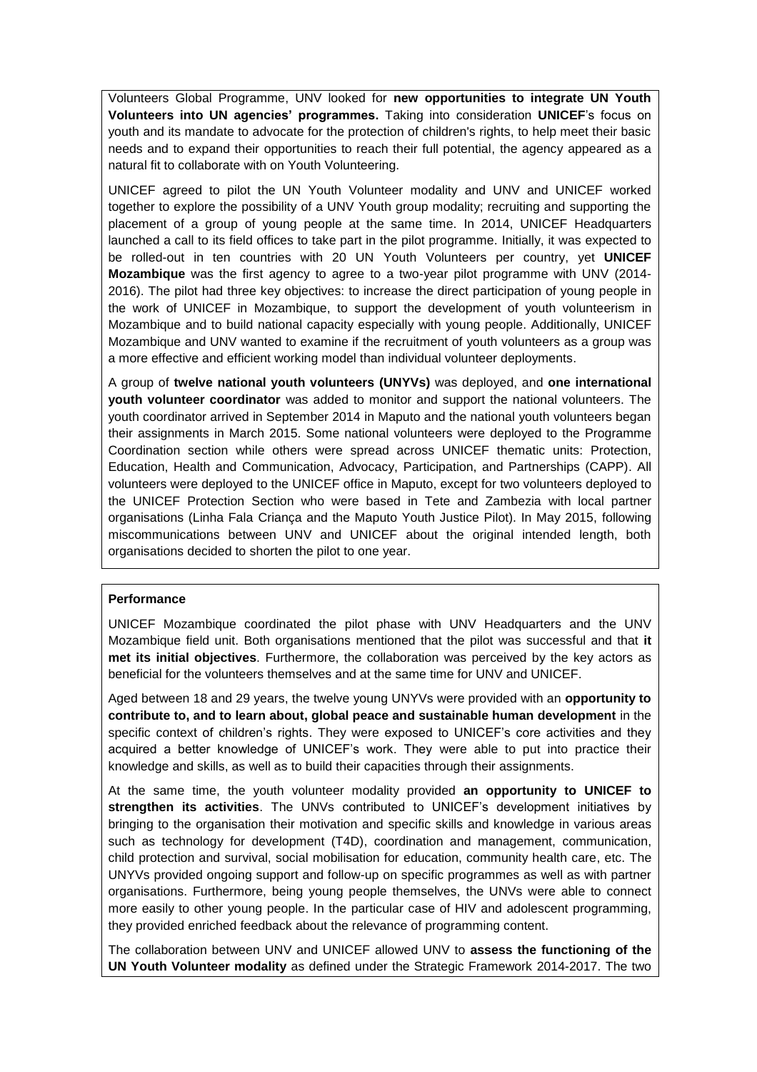Volunteers Global Programme, UNV looked for **new opportunities to integrate UN Youth Volunteers into UN agencies' programmes.** Taking into consideration **UNICEF**'s focus on youth and its mandate to advocate for the protection of children's rights, to help meet their basic needs and to expand their opportunities to reach their full potential, the agency appeared as a natural fit to collaborate with on Youth Volunteering.

UNICEF agreed to pilot the UN Youth Volunteer modality and UNV and UNICEF worked together to explore the possibility of a UNV Youth group modality; recruiting and supporting the placement of a group of young people at the same time. In 2014, UNICEF Headquarters launched a call to its field offices to take part in the pilot programme. Initially, it was expected to be rolled-out in ten countries with 20 UN Youth Volunteers per country, yet **UNICEF Mozambique** was the first agency to agree to a two-year pilot programme with UNV (2014-2016). The pilot had three key objectives: to increase the direct participation of young people in the work of UNICEF in Mozambique, to support the development of youth volunteerism in Mozambique and to build national capacity especially with young people. Additionally, UNICEF Mozambique and UNV wanted to examine if the recruitment of youth volunteers as a group was a more effective and efficient working model than individual volunteer deployments.

A group of **twelve national youth volunteers (UNYVs)** was deployed, and **one international youth volunteer coordinator** was added to monitor and support the national volunteers. The youth coordinator arrived in September 2014 in Maputo and the national youth volunteers began their assignments in March 2015. Some national volunteers were deployed to the Programme Coordination section while others were spread across UNICEF thematic units: Protection, Education, Health and Communication, Advocacy, Participation, and Partnerships (CAPP). All volunteers were deployed to the UNICEF office in Maputo, except for two volunteers deployed to the UNICEF Protection Section who were based in Tete and Zambezia with local partner organisations (Linha Fala Criança and the Maputo Youth Justice Pilot). In May 2015, following miscommunications between UNV and UNICEF about the original intended length, both organisations decided to shorten the pilot to one year.

**Performance**

UNICEF Mozambique coordinated the pilot phase with UNV Headquarters and the UNV Mozambique field unit. Both organisations mentioned that the pilot was successful and that **it met its initial objectives**. Furthermore, the collaboration was perceived by the key actors as beneficial for the volunteers themselves and at the same time for UNV and UNICEF.

Aged between 18 and 29 years, the twelve young UNYVs were provided with an **opportunity to contribute to, and to learn about, global peace and sustainable human development** in the specific context of children's rights. They were exposed to UNICEF's core activities and they acquired a better knowledge of UNICEF's work. They were able to put into practice their knowledge and skills, as well as to build their capacities through their assignments.

At the same time, the youth volunteer modality provided **an opportunity to UNICEF to strengthen its activities**. The UNVs contributed to UNICEF's development initiatives by bringing to the organisation their motivation and specific skills and knowledge in various areas such as technology for development (T4D), coordination and management, communication, child protection and survival, social mobilisation for education, community health care, etc. The UNYVs provided ongoing support and follow-up on specific programmes as well as with partner organisations. Furthermore, being young people themselves, the UNVs were able to connect more easily to other young people. In the particular case of HIV and adolescent programming, they provided enriched feedback about the relevance of programming content.

The collaboration between UNV and UNICEF allowed UNV to **assess the functioning of the UN Youth Volunteer modality** as defined under the Strategic Framework 2014-2017. The two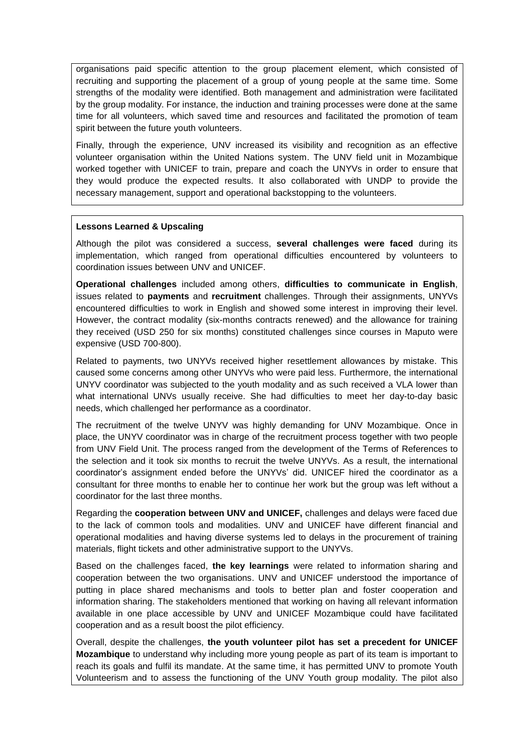organisations paid specific attention to the group placement element, which consisted of recruiting and supporting the placement of a group of young people at the same time. Some strengths of the modality were identified. Both management and administration were facilitated by the group modality. For instance, the induction and training processes were done at the same time for all volunteers, which saved time and resources and facilitated the promotion of team spirit between the future youth volunteers.

Finally, through the experience, UNV increased its visibility and recognition as an effective volunteer organisation within the United Nations system. The UNV field unit in Mozambique worked together with UNICEF to train, prepare and coach the UNYVs in order to ensure that they would produce the expected results. It also collaborated with UNDP to provide the necessary management, support and operational backstopping to the volunteers.

**Lessons Learned & Upscaling**

Although the pilot was considered a success, **several challenges were faced** during its implementation, which ranged from operational difficulties encountered by volunteers to coordination issues between UNV and UNICEF.

**Operational challenges** included among others, **difficulties to communicate in English**, issues related to **payments** and **recruitment** challenges. Through their assignments, UNYVs encountered difficulties to work in English and showed some interest in improving their level. However, the contract modality (six-months contracts renewed) and the allowance for training they received (USD 250 for six months) constituted challenges since courses in Maputo were expensive (USD 700-800).

Related to payments, two UNYVs received higher resettlement allowances by mistake. This caused some concerns among other UNYVs who were paid less. Furthermore, the international UNYV coordinator was subjected to the youth modality and as such received a VLA lower than what international UNVs usually receive. She had difficulties to meet her day-to-day basic needs, which challenged her performance as a coordinator.

The recruitment of the twelve UNYV was highly demanding for UNV Mozambique. Once in place, the UNYV coordinator was in charge of the recruitment process together with two people from UNV Field Unit. The process ranged from the development of the Terms of References to the selection and it took six months to recruit the twelve UNYVs. As a result, the international coordinator's assignment ended before the UNYVs' did. UNICEF hired the coordinator as a consultant for three months to enable her to continue her work but the group was left without a coordinator for the last three months.

Regarding the **cooperation between UNV and UNICEF,** challenges and delays were faced due to the lack of common tools and modalities. UNV and UNICEF have different financial and operational modalities and having diverse systems led to delays in the procurement of training materials, flight tickets and other administrative support to the UNYVs.

Based on the challenges faced, **the key learnings** were related to information sharing and cooperation between the two organisations. UNV and UNICEF understood the importance of putting in place shared mechanisms and tools to better plan and foster cooperation and information sharing. The stakeholders mentioned that working on having all relevant information available in one place accessible by UNV and UNICEF Mozambique could have facilitated cooperation and as a result boost the pilot efficiency.

Overall, despite the challenges, **the youth volunteer pilot has set a precedent for UNICEF Mozambique** to understand why including more young people as part of its team is important to reach its goals and fulfil its mandate. At the same time, it has permitted UNV to promote Youth Volunteerism and to assess the functioning of the UNV Youth group modality. The pilot also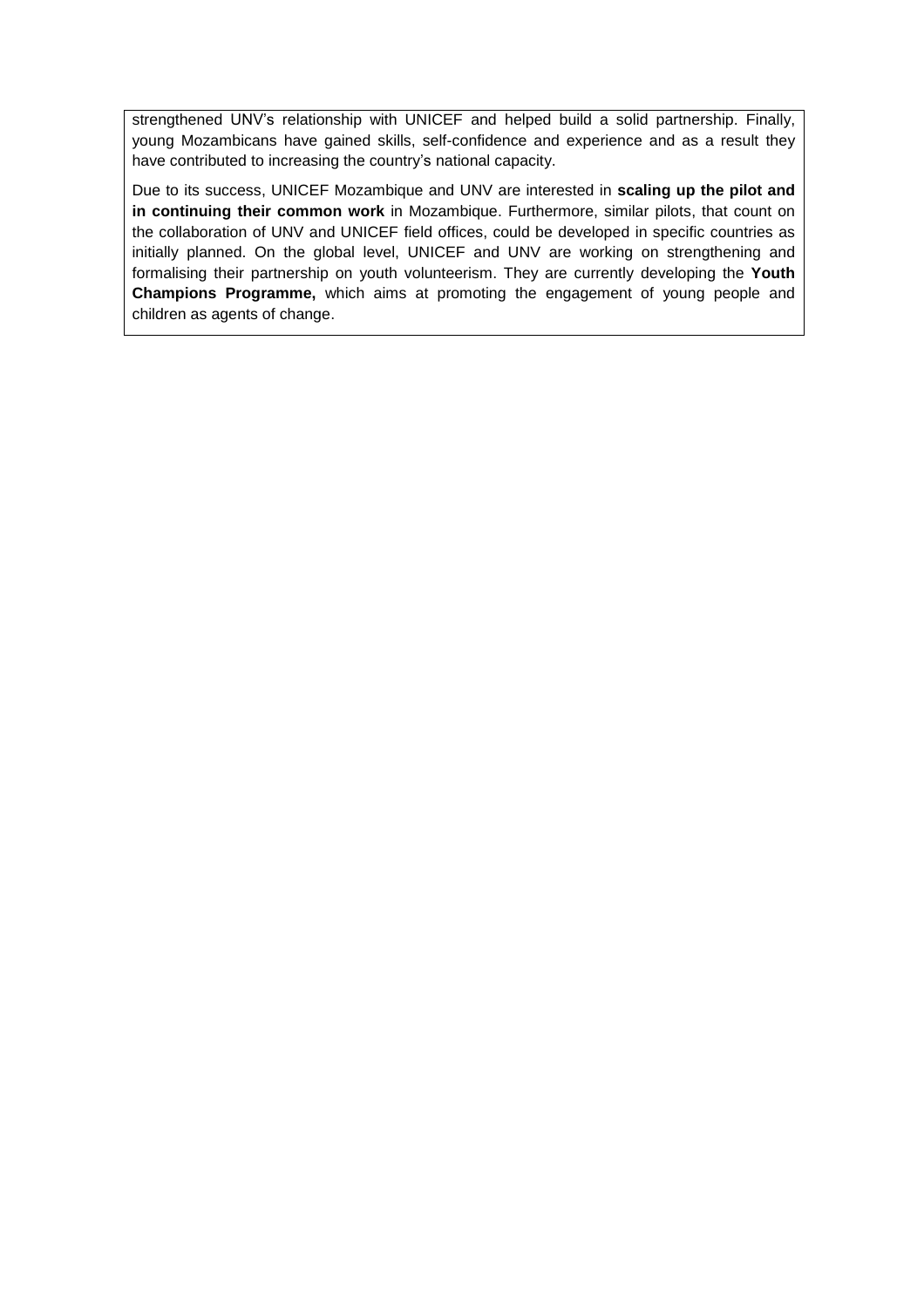strengthened UNV's relationship with UNICEF and helped build a solid partnership. Finally, young Mozambicans have gained skills, self-confidence and experience and as a result they have contributed to increasing the country's national capacity.

Due to its success, UNICEF Mozambique and UNV are interested in **scaling up the pilot and in continuing their common work** in Mozambique. Furthermore, similar pilots, that count on the collaboration of UNV and UNICEF field offices, could be developed in specific countries as initially planned. On the global level, UNICEF and UNV are working on strengthening and formalising their partnership on youth volunteerism. They are currently developing the **Youth Champions Programme,** which aims at promoting the engagement of young people and children as agents of change.